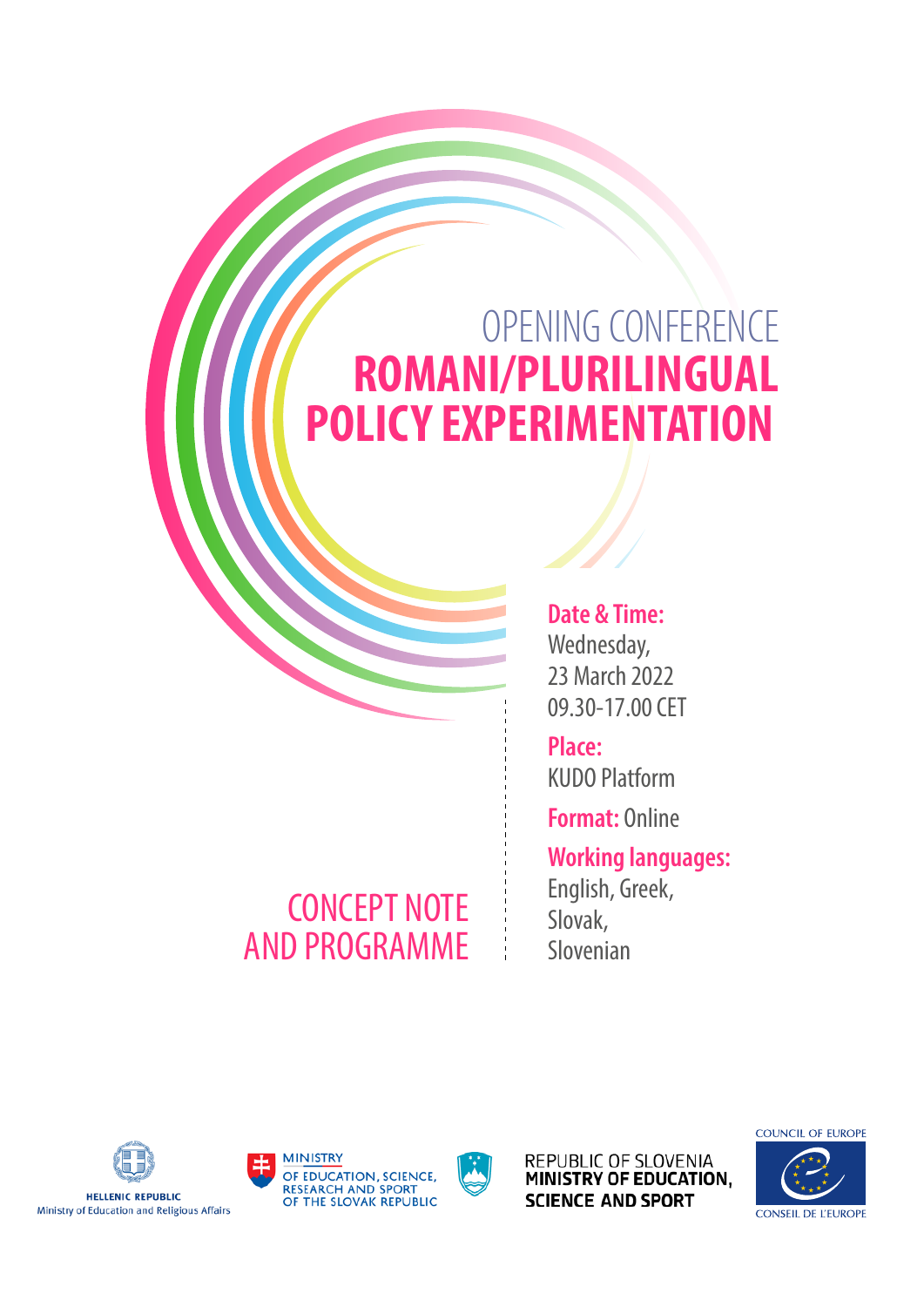# OPENING CONFERENCE

# ROMANI/PLURILINGUAL POLICY EXPERIMENTATION

## CONCEPT NOTE AND PROGRAMME

**Date & Time:**
Wednesday,
23 March 2022
09.30-17.00 CET

**Place:**
KUDO Platform

**Format:** Online

**Working languages:**
English, Greek,
Slovak,
Slovenian

HELLENIC REPUBLIC
Ministry of Education and Religious Affairs

MINISTRY
OF EDUCATION, SCIENCE,
RESEARCH AND SPORT
OF THE SLOVAK REPUBLIC

REPUBLIC OF SLOVENIA
**MINISTRY OF EDUCATION, SCIENCE AND SPORT**

COUNCIL OF EUROPE
CONSEIL DE L'EUROPE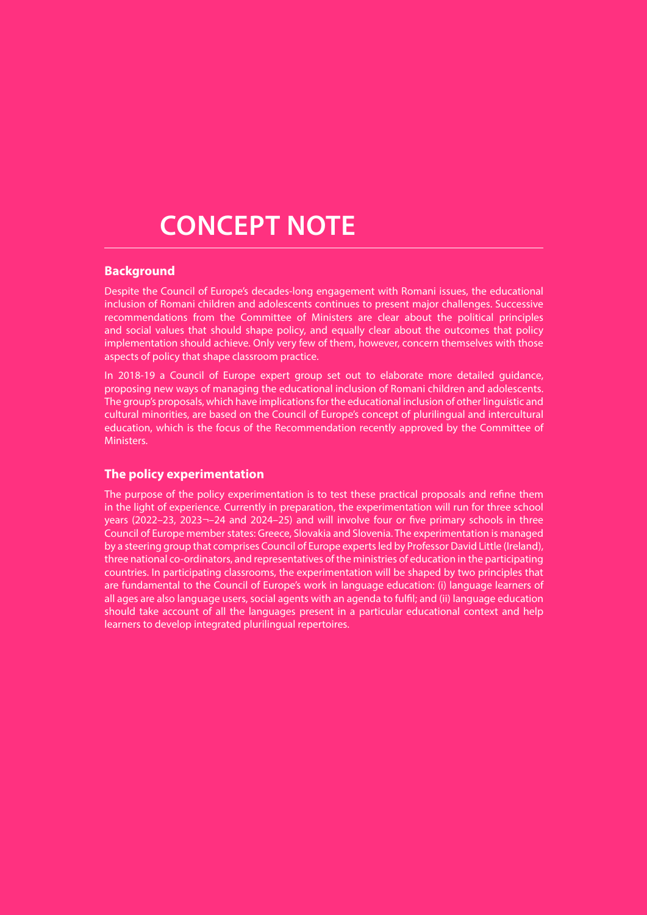# CONCEPT NOTE

## Background

Despite the Council of Europe's decades-long engagement with Romani issues, the educational inclusion of Romani children and adolescents continues to present major challenges. Successive recommendations from the Committee of Ministers are clear about the political principles and social values that should shape policy, and equally clear about the outcomes that policy implementation should achieve. Only very few of them, however, concern themselves with those aspects of policy that shape classroom practice.

In 2018-19 a Council of Europe expert group set out to elaborate more detailed guidance, proposing new ways of managing the educational inclusion of Romani children and adolescents. The group's proposals, which have implications for the educational inclusion of other linguistic and cultural minorities, are based on the Council of Europe's concept of plurilingual and intercultural education, which is the focus of the Recommendation recently approved by the Committee of Ministers.

## The policy experimentation

The purpose of the policy experimentation is to test these practical proposals and refine them in the light of experience. Currently in preparation, the experimentation will run for three school years (2022–23, 2023¬–24 and 2024–25) and will involve four or five primary schools in three Council of Europe member states: Greece, Slovakia and Slovenia. The experimentation is managed by a steering group that comprises Council of Europe experts led by Professor David Little (Ireland), three national co-ordinators, and representatives of the ministries of education in the participating countries. In participating classrooms, the experimentation will be shaped by two principles that are fundamental to the Council of Europe's work in language education: (i) language learners of all ages are also language users, social agents with an agenda to fulfil; and (ii) language education should take account of all the languages present in a particular educational context and help learners to develop integrated plurilingual repertoires.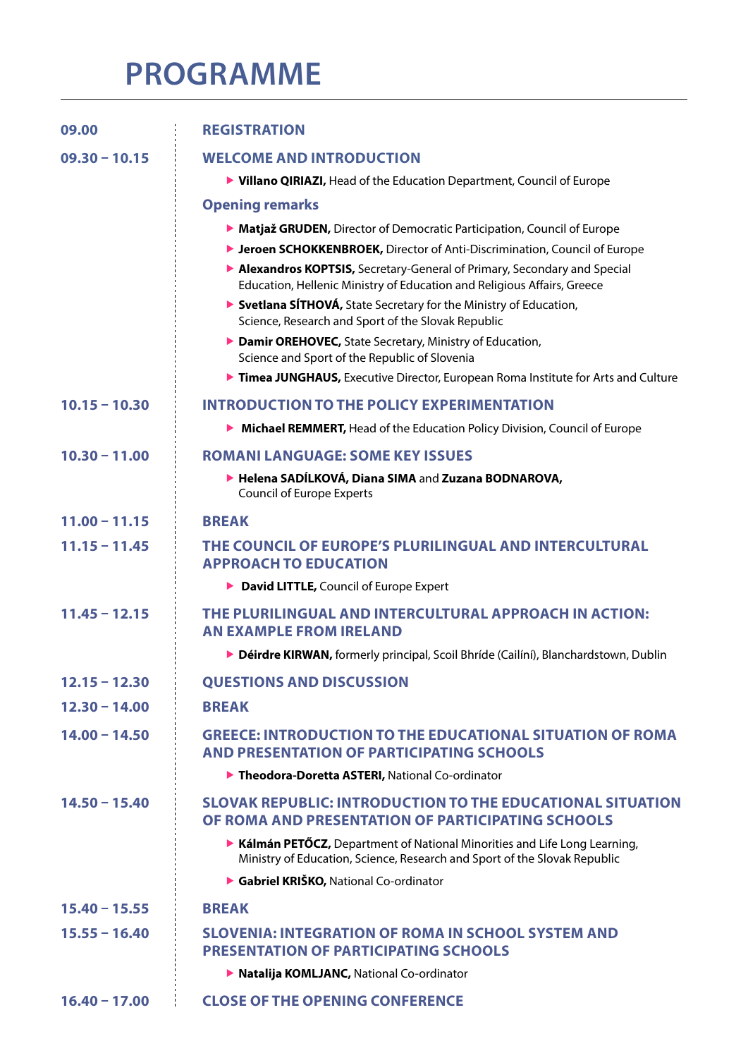# PROGRAMME

**09.00** — **REGISTRATION**

**09.30 – 10.15** — **WELCOME AND INTRODUCTION**

- **Villano QIRIAZI,** Head of the Education Department, Council of Europe

**Opening remarks**

- **Matjaž GRUDEN,** Director of Democratic Participation, Council of Europe
- **Jeroen SCHOKKENBROEK,** Director of Anti-Discrimination, Council of Europe
- **Alexandros KOPTSIS,** Secretary-General of Primary, Secondary and Special Education, Hellenic Ministry of Education and Religious Affairs, Greece
- **Svetlana SÍTHOVÁ,** State Secretary for the Ministry of Education, Science, Research and Sport of the Slovak Republic
- **Damir OREHOVEC,** State Secretary, Ministry of Education, Science and Sport of the Republic of Slovenia
- **Timea JUNGHAUS,** Executive Director, European Roma Institute for Arts and Culture

**10.15 – 10.30** — **INTRODUCTION TO THE POLICY EXPERIMENTATION**

- **Michael REMMERT,** Head of the Education Policy Division, Council of Europe

**10.30 – 11.00** — **ROMANI LANGUAGE: SOME KEY ISSUES**

- **Helena SADÍLKOVÁ, Diana SIMA** and **Zuzana BODNAROVA,** Council of Europe Experts

**11.00 – 11.15** — **BREAK**

**11.15 – 11.45** — **THE COUNCIL OF EUROPE'S PLURILINGUAL AND INTERCULTURAL APPROACH TO EDUCATION**

- **David LITTLE,** Council of Europe Expert

**11.45 – 12.15** — **THE PLURILINGUAL AND INTERCULTURAL APPROACH IN ACTION: AN EXAMPLE FROM IRELAND**

- **Déirdre KIRWAN,** formerly principal, Scoil Bhríde (Cailíní), Blanchardstown, Dublin

**12.15 – 12.30** — **QUESTIONS AND DISCUSSION**

**12.30 – 14.00** — **BREAK**

**14.00 – 14.50** — **GREECE: INTRODUCTION TO THE EDUCATIONAL SITUATION OF ROMA AND PRESENTATION OF PARTICIPATING SCHOOLS**

- **Theodora-Doretta ASTERI,** National Co-ordinator

**14.50 – 15.40** — **SLOVAK REPUBLIC: INTRODUCTION TO THE EDUCATIONAL SITUATION OF ROMA AND PRESENTATION OF PARTICIPATING SCHOOLS**

- **Kálmán PETŐCZ,** Department of National Minorities and Life Long Learning, Ministry of Education, Science, Research and Sport of the Slovak Republic
- **Gabriel KRIŠKO,** National Co-ordinator

**15.40 – 15.55** — **BREAK**

**15.55 – 16.40** — **SLOVENIA: INTEGRATION OF ROMA IN SCHOOL SYSTEM AND PRESENTATION OF PARTICIPATING SCHOOLS**

- **Natalija KOMLJANC,** National Co-ordinator

**16.40 – 17.00** — **CLOSE OF THE OPENING CONFERENCE**